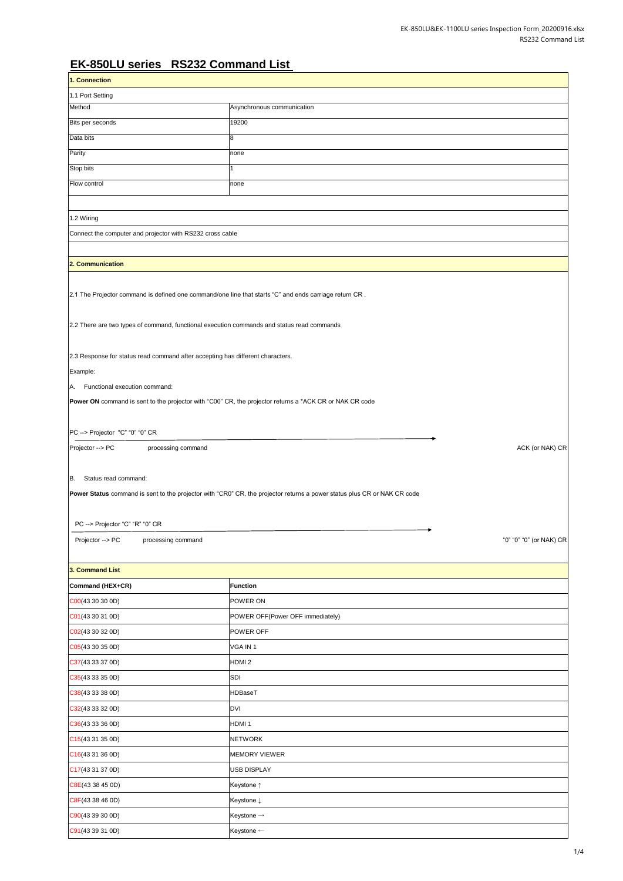# EK-850LU series RS232 Command List

## 1. Connection

1.1 Port Setting

| | |
|---|---|
| Method | Asynchronous communication |
| Bits per seconds | 19200 |
| Data bits | 8 |
| Parity | none |
| Stop bits | 1 |
| Flow control | none |

1.2 Wiring

Connect the computer and projector with RS232 cross cable

## 2. Communication

2.1 The Projector command is defined one command/one line that starts "C" and ends carriage return CR .

2.2 There are two types of command, functional execution commands and status read commands

2.3 Response for status read command after accepting has different characters.

Example:

A. Functional execution command:

**Power ON** command is sent to the projector with "C00" CR, the projector returns a *ACK CR or NAK CR code

PC --> Projector "C" "0" "0" CR

Projector --> PC processing command ACK (or NAK) CR

B. Status read command:

**Power Status** command is sent to the projector with "CR0" CR, the projector returns a power status plus CR or NAK CR code

PC --> Projector "C" "R" "0" CR

Projector --> PC processing command "0" "0" "0" (or NAK) CR

## 3. Command List

| Command (HEX+CR) | Function |
|---|---|
| C00(43 30 30 0D) | POWER ON |
| C01(43 30 31 0D) | POWER OFF(Power OFF immediately) |
| C02(43 30 32 0D) | POWER OFF |
| C05(43 30 35 0D) | VGA IN 1 |
| C37(43 33 37 0D) | HDMI 2 |
| C35(43 33 35 0D) | SDI |
| C38(43 33 38 0D) | HDBaseT |
| C32(43 33 32 0D) | DVI |
| C36(43 33 36 0D) | HDMI 1 |
| C15(43 31 35 0D) | NETWORK |
| C16(43 31 36 0D) | MEMORY VIEWER |
| C17(43 31 37 0D) | USB DISPLAY |
| C8E(43 38 45 0D) | Keystone ↑ |
| C8F(43 38 46 0D) | Keystone ↓ |
| C90(43 39 30 0D) | Keystone → |
| C91(43 39 31 0D) | Keystone ← |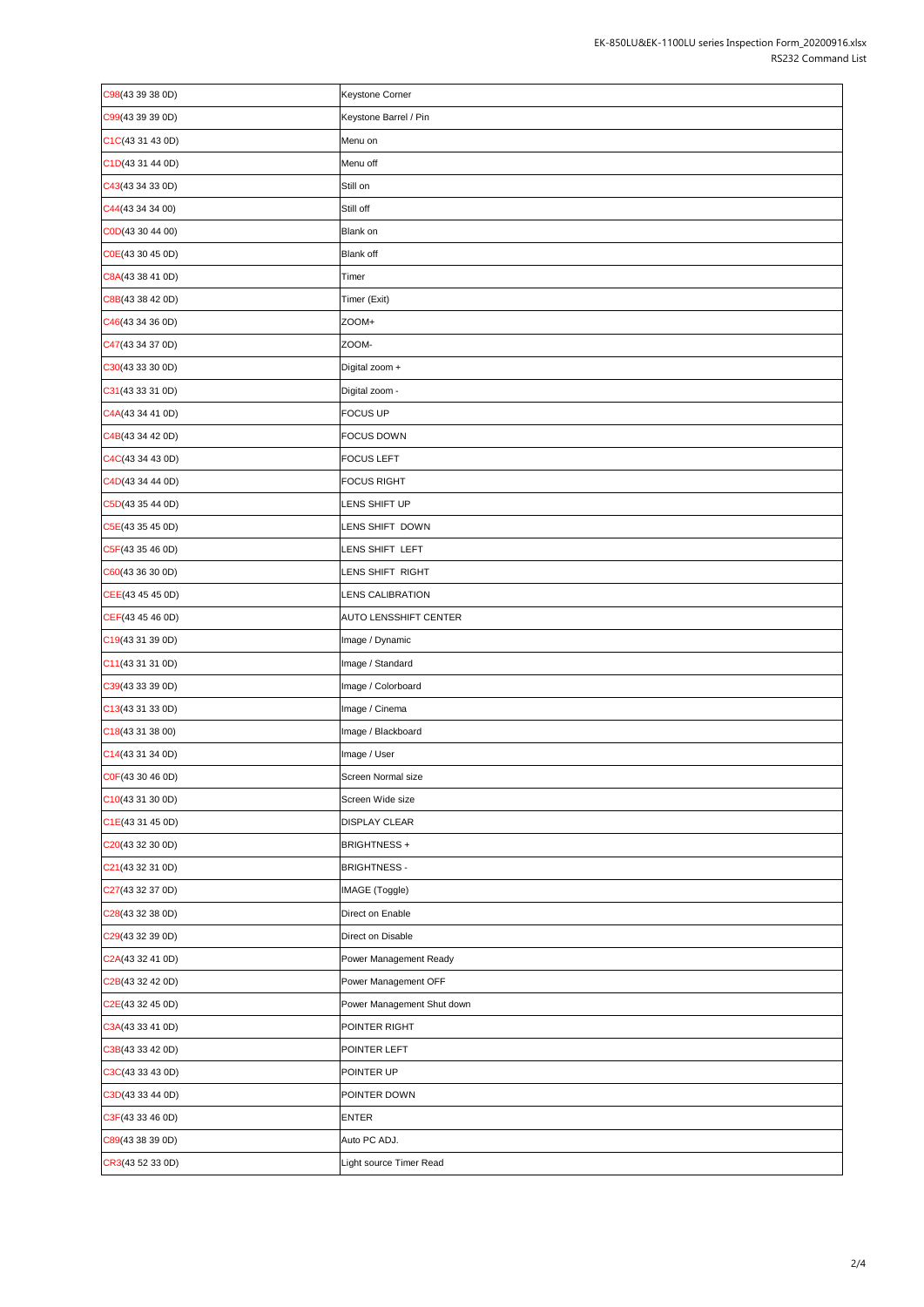| | |
|---|---|
| C98(43 39 38 0D) | Keystone Corner |
| C99(43 39 39 0D) | Keystone Barrel / Pin |
| C1C(43 31 43 0D) | Menu on |
| C1D(43 31 44 0D) | Menu off |
| C43(43 34 33 0D) | Still on |
| C44(43 34 34 00) | Still off |
| C0D(43 30 44 00) | Blank on |
| C0E(43 30 45 0D) | Blank off |
| C8A(43 38 41 0D) | Timer |
| C8B(43 38 42 0D) | Timer (Exit) |
| C46(43 34 36 0D) | ZOOM+ |
| C47(43 34 37 0D) | ZOOM- |
| C30(43 33 30 0D) | Digital zoom + |
| C31(43 33 31 0D) | Digital zoom - |
| C4A(43 34 41 0D) | FOCUS UP |
| C4B(43 34 42 0D) | FOCUS DOWN |
| C4C(43 34 43 0D) | FOCUS LEFT |
| C4D(43 34 44 0D) | FOCUS RIGHT |
| C5D(43 35 44 0D) | LENS SHIFT UP |
| C5E(43 35 45 0D) | LENS SHIFT DOWN |
| C5F(43 35 46 0D) | LENS SHIFT LEFT |
| C60(43 36 30 0D) | LENS SHIFT RIGHT |
| CEE(43 45 45 0D) | LENS CALIBRATION |
| CEF(43 45 46 0D) | AUTO LENSSHIFT CENTER |
| C19(43 31 39 0D) | Image / Dynamic |
| C11(43 31 31 0D) | Image / Standard |
| C39(43 33 39 0D) | Image / Colorboard |
| C13(43 31 33 0D) | Image / Cinema |
| C18(43 31 38 00) | Image / Blackboard |
| C14(43 31 34 0D) | Image / User |
| C0F(43 30 46 0D) | Screen Normal size |
| C10(43 31 30 0D) | Screen Wide size |
| C1E(43 31 45 0D) | DISPLAY CLEAR |
| C20(43 32 30 0D) | BRIGHTNESS + |
| C21(43 32 31 0D) | BRIGHTNESS - |
| C27(43 32 37 0D) | IMAGE (Toggle) |
| C28(43 32 38 0D) | Direct on Enable |
| C29(43 32 39 0D) | Direct on Disable |
| C2A(43 32 41 0D) | Power Management Ready |
| C2B(43 32 42 0D) | Power Management OFF |
| C2E(43 32 45 0D) | Power Management Shut down |
| C3A(43 33 41 0D) | POINTER RIGHT |
| C3B(43 33 42 0D) | POINTER LEFT |
| C3C(43 33 43 0D) | POINTER UP |
| C3D(43 33 44 0D) | POINTER DOWN |
| C3F(43 33 46 0D) | ENTER |
| C89(43 38 39 0D) | Auto PC ADJ. |
| CR3(43 52 33 0D) | Light source Timer Read |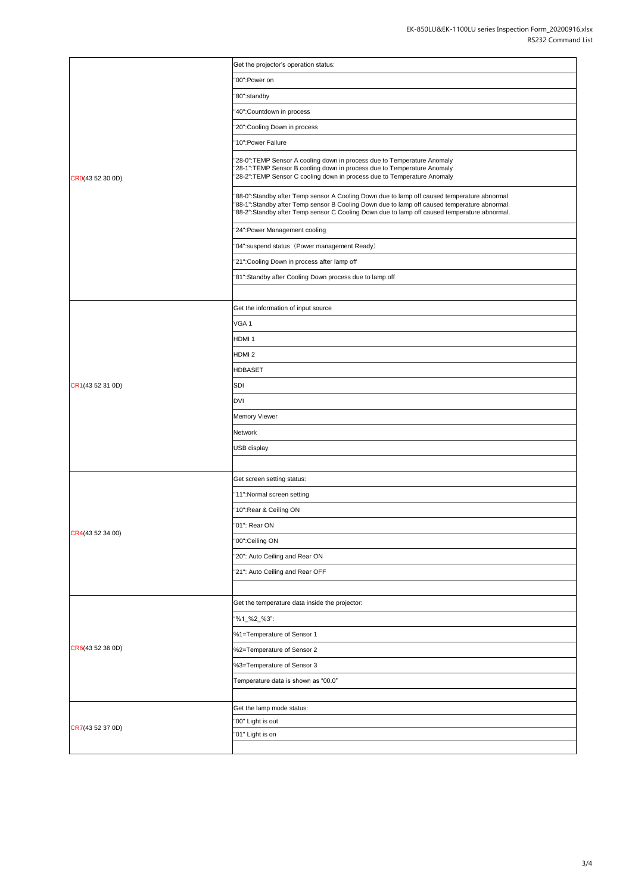| | |
|---|---|
| CR0(43 52 30 0D) | Get the projector's operation status: |
| | "00":Power on |
| | "80":standby |
| | "40":Countdown in process |
| | "20":Cooling Down in process |
| | "10":Power Failure |
| | "28-0":TEMP Sensor A cooling down in process due to Temperature Anomaly<br>"28-1":TEMP Sensor B cooling down in process due to Temperature Anomaly<br>"28-2":TEMP Sensor C cooling down in process due to Temperature Anomaly |
| | "88-0":Standby after Temp sensor A Cooling Down due to lamp off caused temperature abnormal.<br>"88-1":Standby after Temp sensor B Cooling Down due to lamp off caused temperature abnormal.<br>"88-2":Standby after Temp sensor C Cooling Down due to lamp off caused temperature abnormal. |
| | "24":Power Management cooling |
| | "04":suspend status（Power management Ready） |
| | "21":Cooling Down in process after lamp off |
| | "81":Standby after Cooling Down process due to lamp off |
| | |
| CR1(43 52 31 0D) | Get the information of input source |
| | VGA 1 |
| | HDMI 1 |
| | HDMI 2 |
| | HDBASET |
| | SDI |
| | DVI |
| | Memory Viewer |
| | Network |
| | USB display |
| | |
| CR4(43 52 34 00) | Get screen setting status: |
| | "11":Normal screen setting |
| | "10":Rear & Ceiling ON |
| | "01": Rear ON |
| | "00":Ceiling ON |
| | "20": Auto Ceiling and Rear ON |
| | "21": Auto Ceiling and Rear OFF |
| | |
| CR6(43 52 36 0D) | Get the temperature data inside the projector: |
| | "%1_%2_%3": |
| | %1=Temperature of Sensor 1 |
| | %2=Temperature of Sensor 2 |
| | %3=Temperature of Sensor 3 |
| | Temperature data is shown as "00.0" |
| | |
| CR7(43 52 37 0D) | Get the lamp mode status: |
| | "00" Light is out |
| | "01" Light is on |
| | |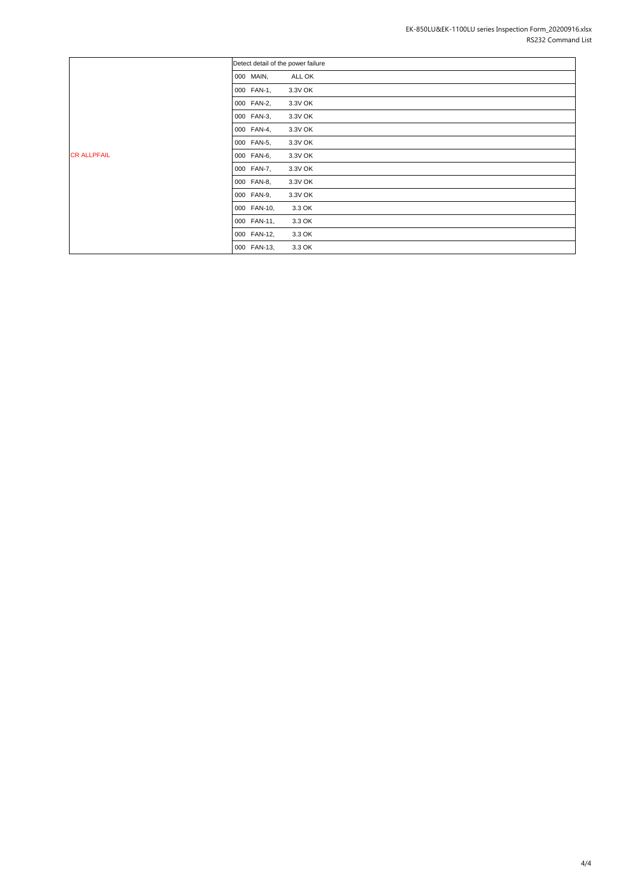| | |
|---|---|
| CR ALLPFAIL | Detect detail of the power failure |
| | 000 MAIN, ALL OK |
| | 000 FAN-1, 3.3V OK |
| | 000 FAN-2, 3.3V OK |
| | 000 FAN-3, 3.3V OK |
| | 000 FAN-4, 3.3V OK |
| | 000 FAN-5, 3.3V OK |
| | 000 FAN-6, 3.3V OK |
| | 000 FAN-7, 3.3V OK |
| | 000 FAN-8, 3.3V OK |
| | 000 FAN-9, 3.3V OK |
| | 000 FAN-10, 3.3 OK |
| | 000 FAN-11, 3.3 OK |
| | 000 FAN-12, 3.3 OK |
| | 000 FAN-13, 3.3 OK |